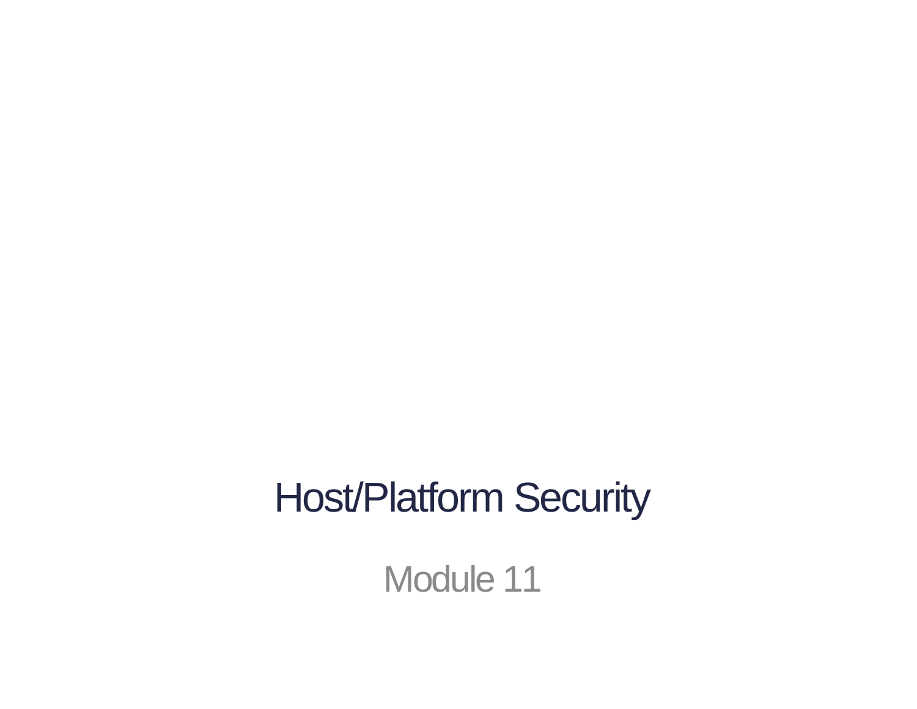# Host/Platform Security

Module 11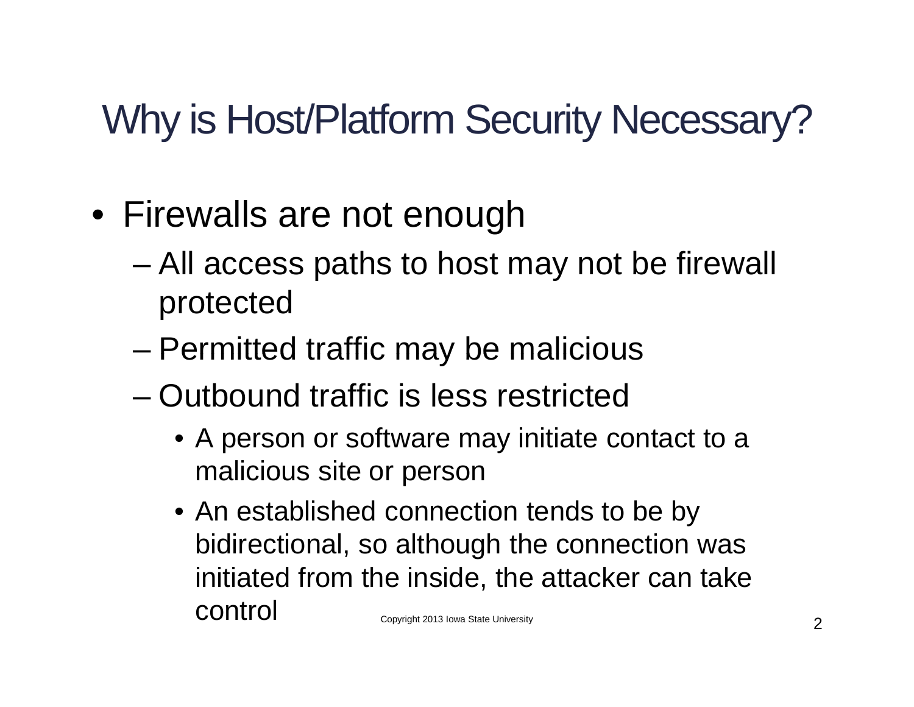# Why is Host/Platform Security Necessary?

- Firewalls are not enough
  - All access paths to host may not be firewall protected
  - Permitted traffic may be malicious
  - Outbound traffic is less restricted
    - A person or software may initiate contact to a malicious site or person
    - An established connection tends to be by bidirectional, so although the connection was initiated from the inside, the attacker can take control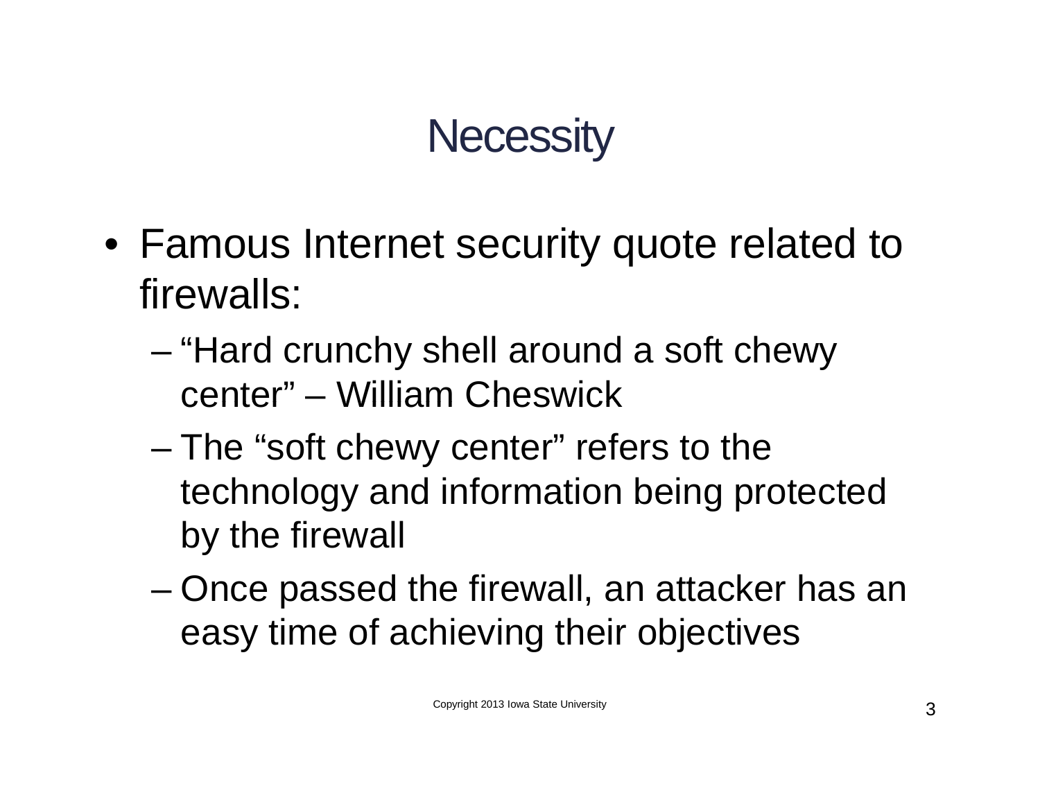# Necessity

- Famous Internet security quote related to firewalls:
  - "Hard crunchy shell around a soft chewy center" – William Cheswick
  - The "soft chewy center" refers to the technology and information being protected by the firewall
  - Once passed the firewall, an attacker has an easy time of achieving their objectives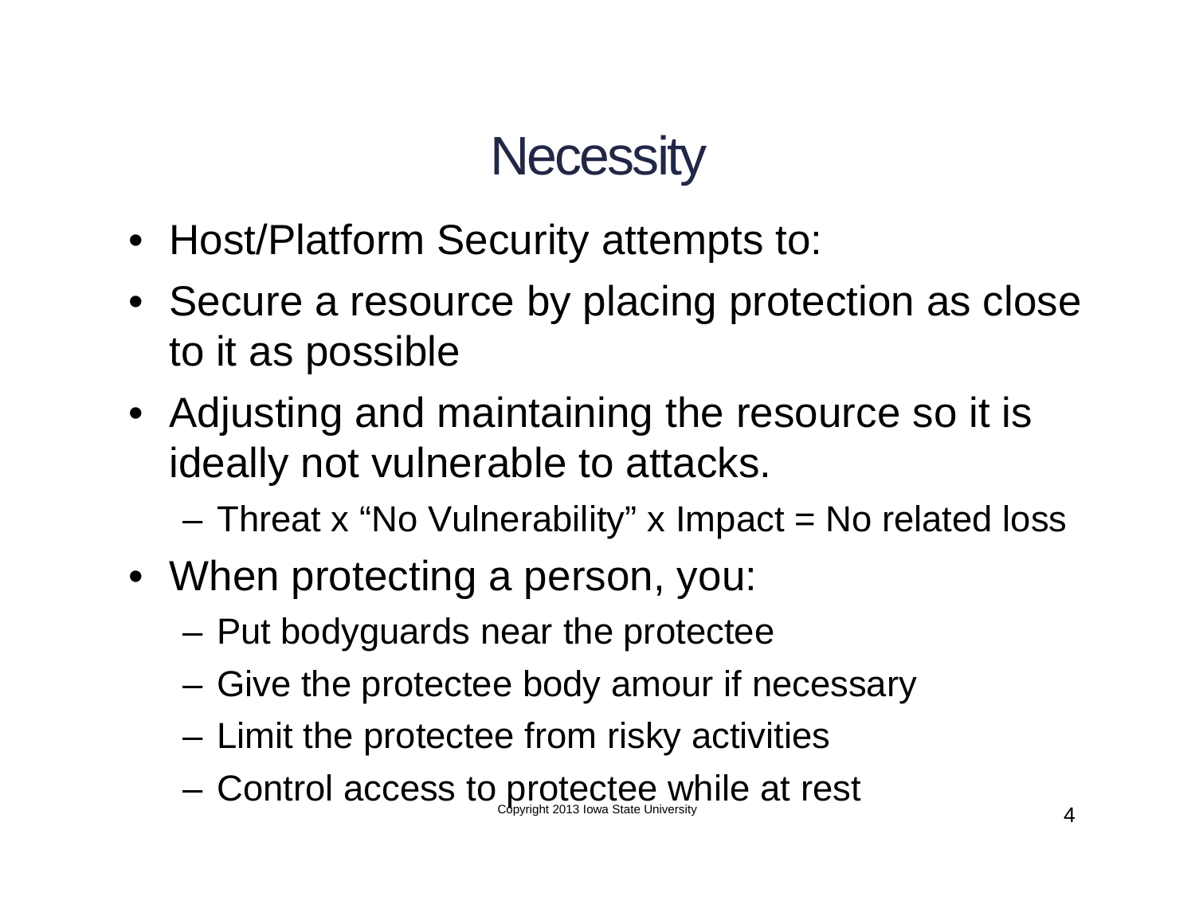# Necessity

- Host/Platform Security attempts to:
- Secure a resource by placing protection as close to it as possible
- Adjusting and maintaining the resource so it is ideally not vulnerable to attacks.
  - Threat x "No Vulnerability" x Impact = No related loss
- When protecting a person, you:
  - Put bodyguards near the protectee
  - Give the protectee body amour if necessary
  - Limit the protectee from risky activities
  - Control access to protectee while at rest

Copyright 2013 Iowa State University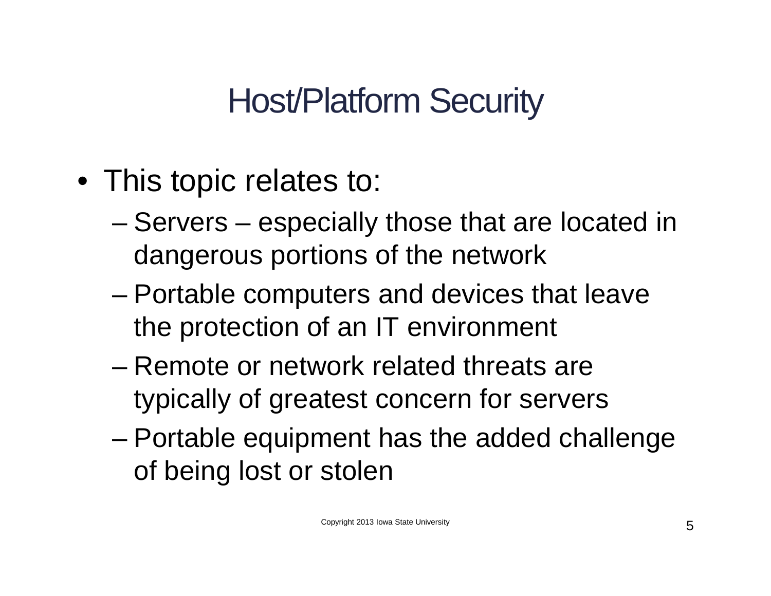# Host/Platform Security

- This topic relates to:
  - Servers – especially those that are located in dangerous portions of the network
  - Portable computers and devices that leave the protection of an IT environment
  - Remote or network related threats are typically of greatest concern for servers
  - Portable equipment has the added challenge of being lost or stolen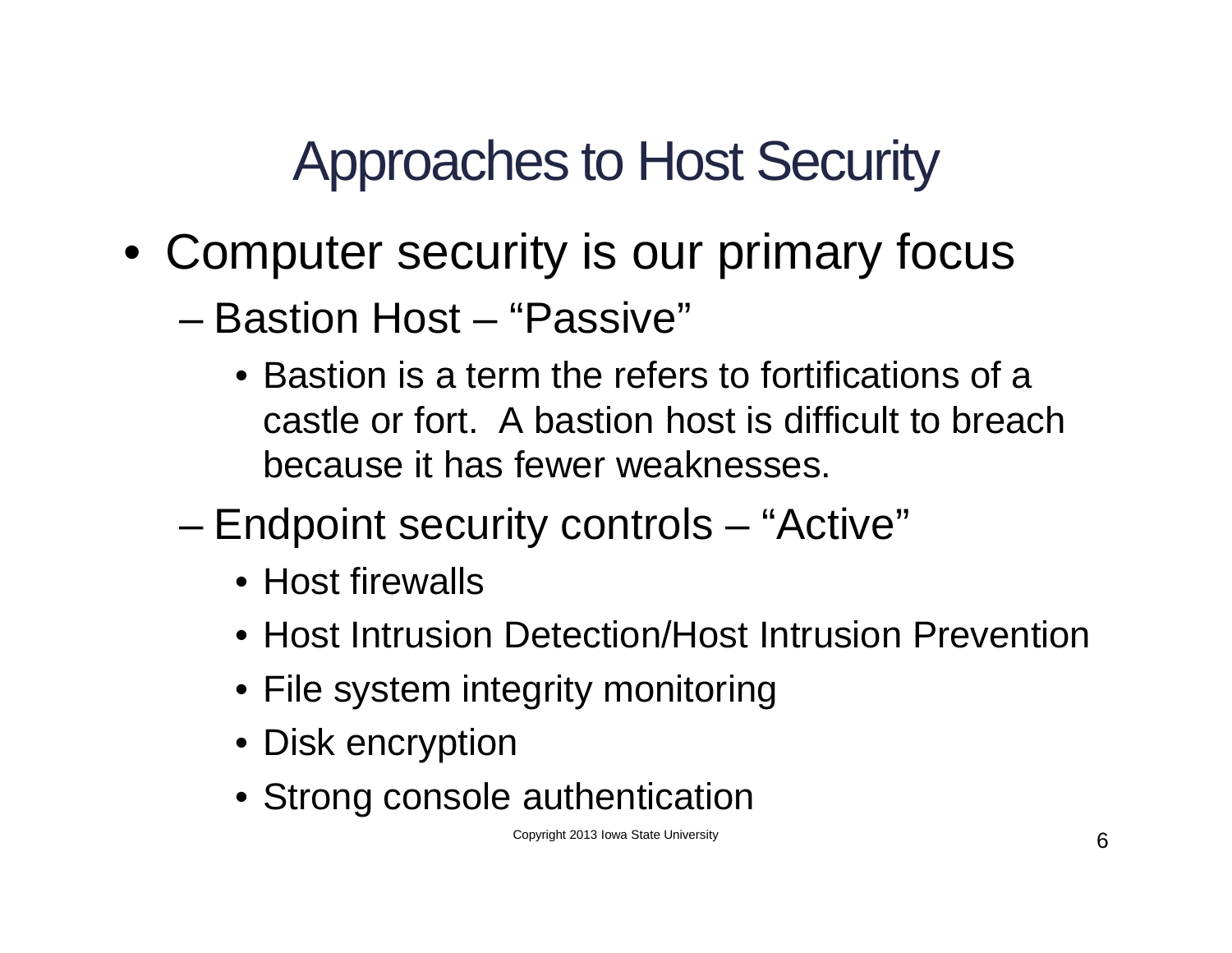# Approaches to Host Security

- Computer security is our primary focus
  - Bastion Host – "Passive"
    - Bastion is a term the refers to fortifications of a castle or fort. A bastion host is difficult to breach because it has fewer weaknesses.
  - Endpoint security controls – "Active"
    - Host firewalls
    - Host Intrusion Detection/Host Intrusion Prevention
    - File system integrity monitoring
    - Disk encryption
    - Strong console authentication

Copyright 2013 Iowa State University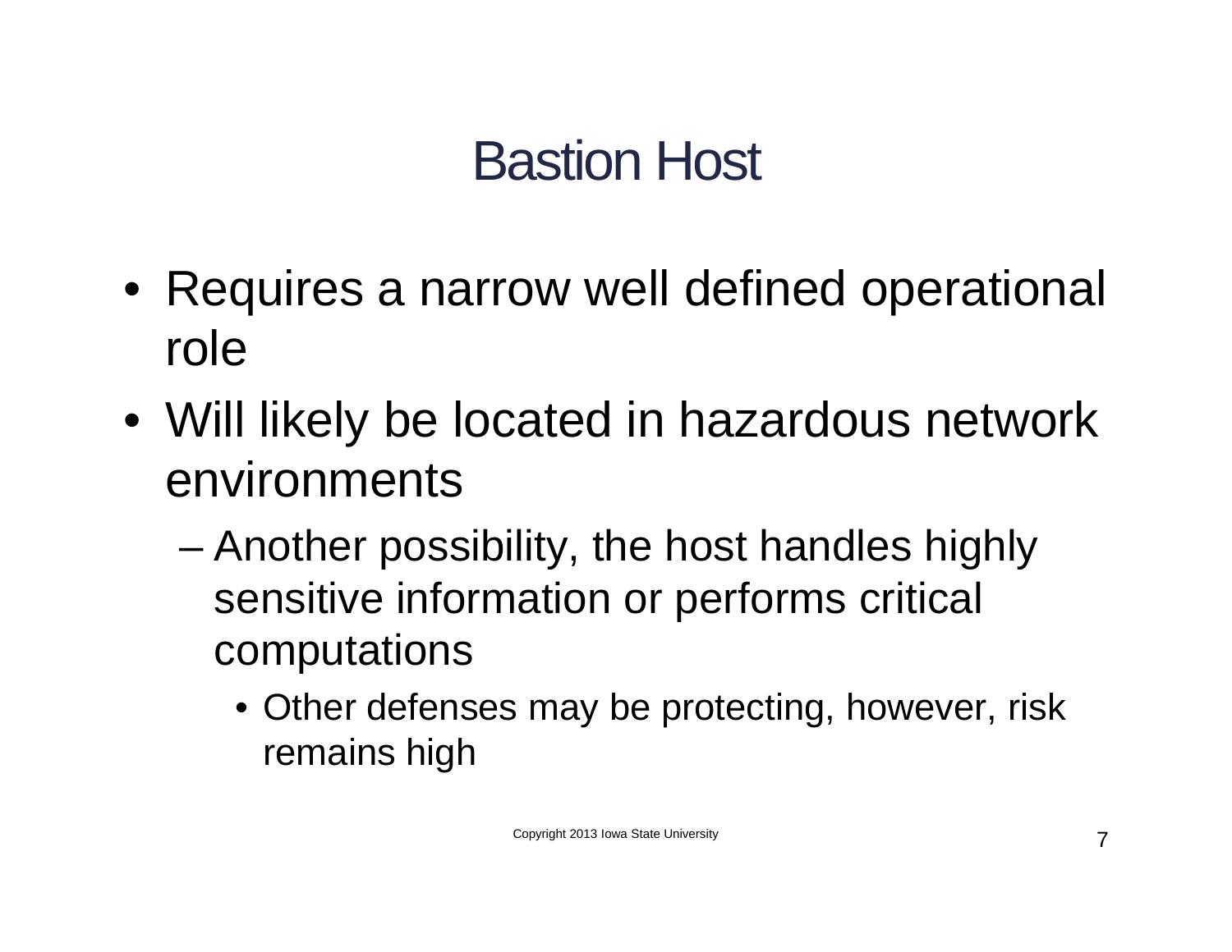# Bastion Host

- Requires a narrow well defined operational role
- Will likely be located in hazardous network environments
  - Another possibility, the host handles highly sensitive information or performs critical computations
    - Other defenses may be protecting, however, risk remains high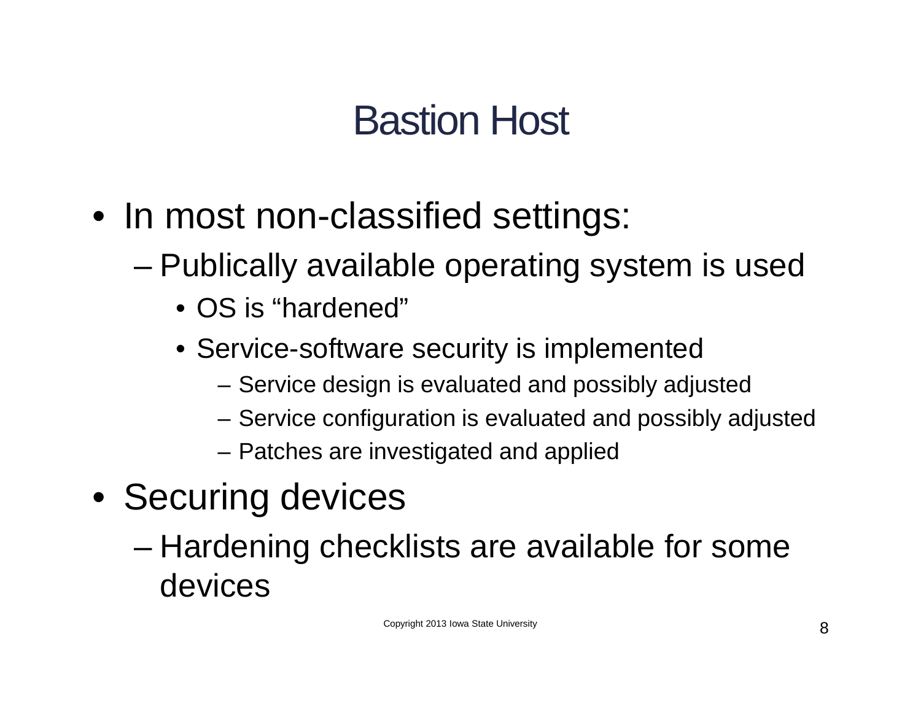# Bastion Host

- In most non-classified settings:
  - Publically available operating system is used
    - OS is "hardened"
    - Service-software security is implemented
      - Service design is evaluated and possibly adjusted
      - Service configuration is evaluated and possibly adjusted
      - Patches are investigated and applied
- Securing devices
  - Hardening checklists are available for some devices

Copyright 2013 Iowa State University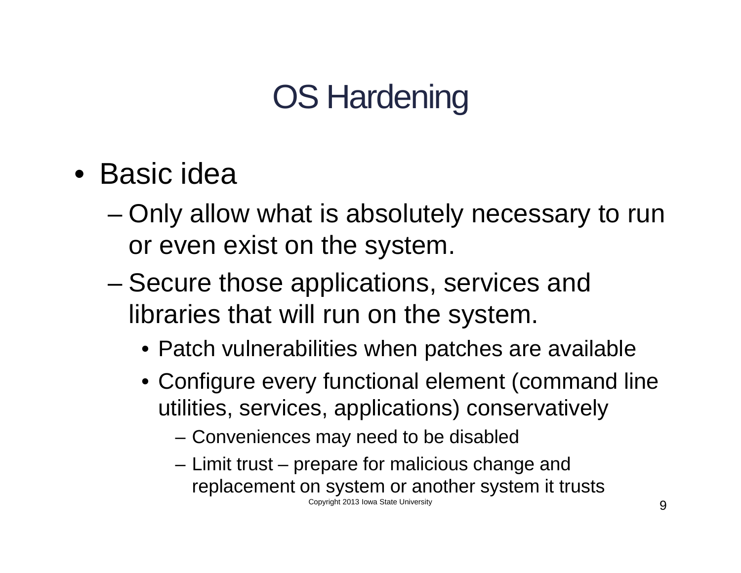# OS Hardening

- Basic idea
  - Only allow what is absolutely necessary to run or even exist on the system.
  - Secure those applications, services and libraries that will run on the system.
    - Patch vulnerabilities when patches are available
    - Configure every functional element (command line utilities, services, applications) conservatively
      - Conveniences may need to be disabled
      - Limit trust – prepare for malicious change and replacement on system or another system it trusts

Copyright 2013 Iowa State University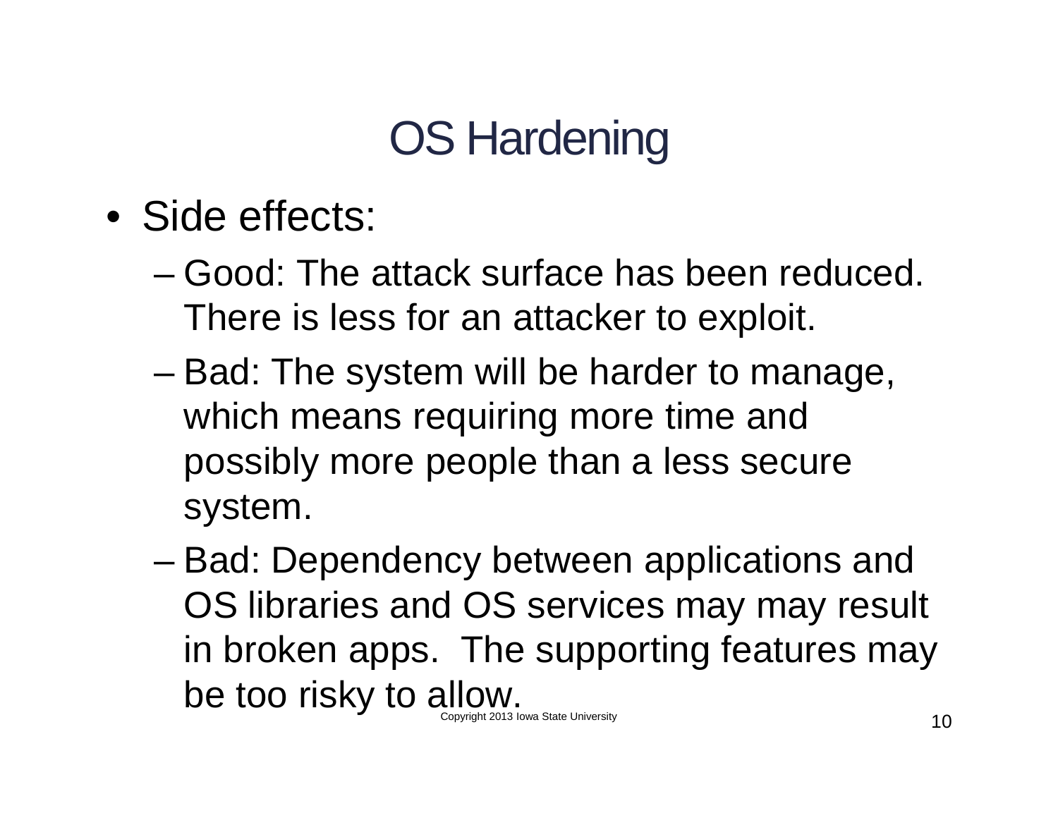# OS Hardening

- Side effects:
  - Good: The attack surface has been reduced. There is less for an attacker to exploit.
  - Bad: The system will be harder to manage, which means requiring more time and possibly more people than a less secure system.
  - Bad: Dependency between applications and OS libraries and OS services may may result in broken apps. The supporting features may be too risky to allow.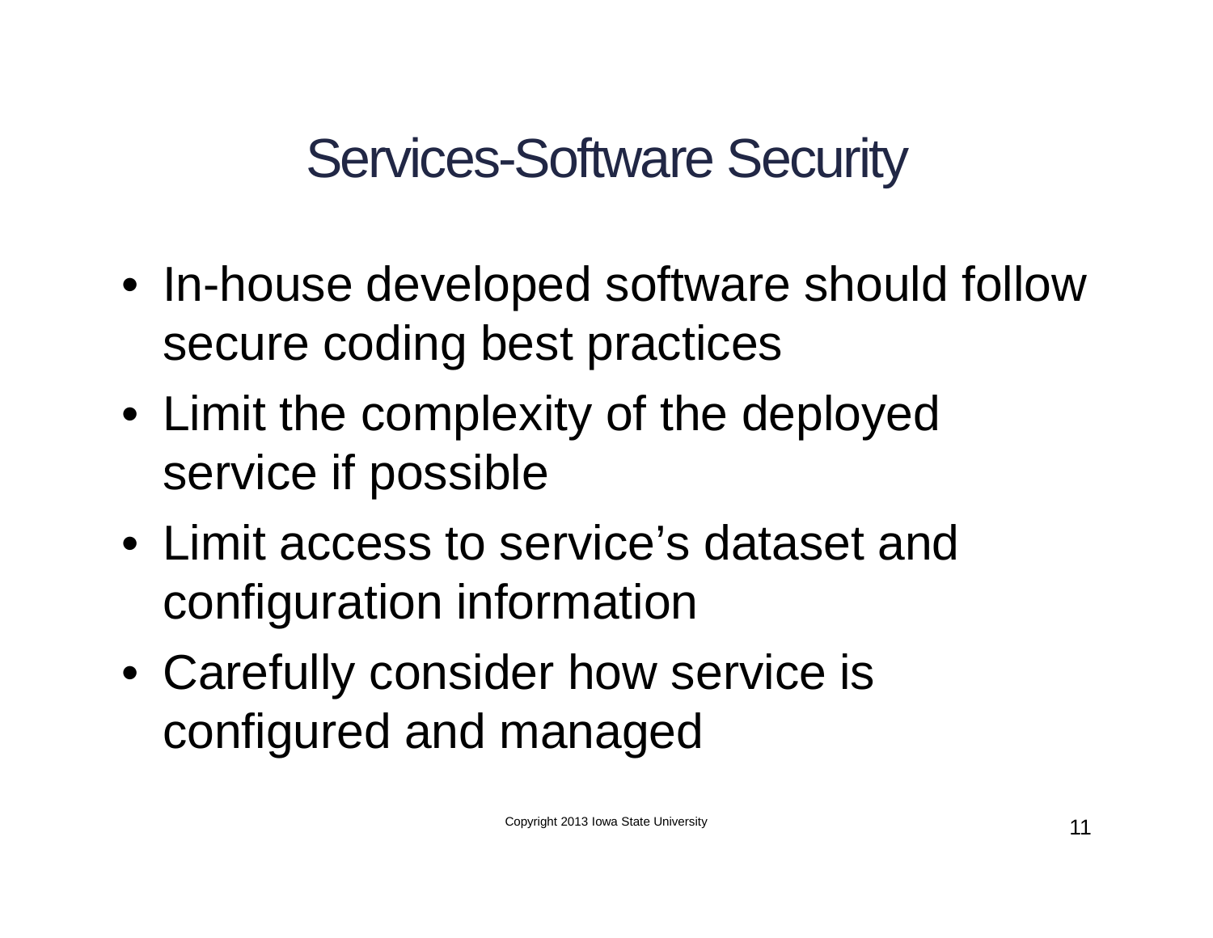# Services-Software Security

- In-house developed software should follow secure coding best practices
- Limit the complexity of the deployed service if possible
- Limit access to service's dataset and configuration information
- Carefully consider how service is configured and managed

Copyright 2013 Iowa State University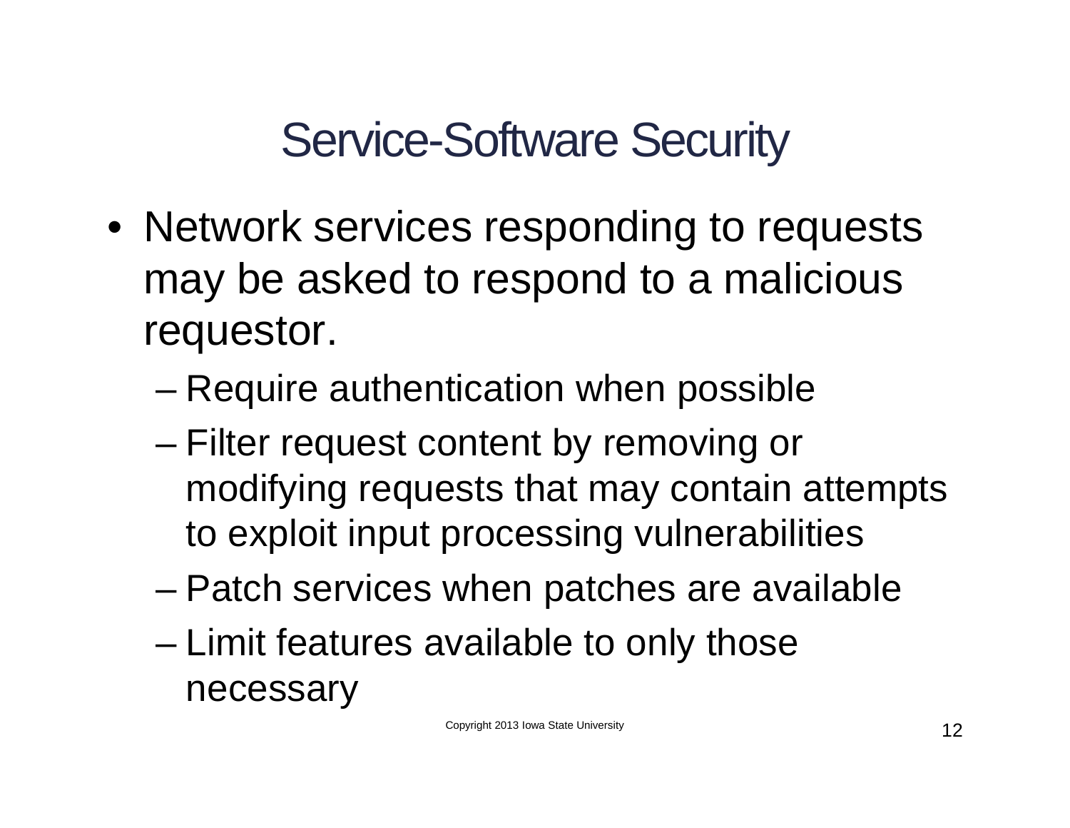# Service-Software Security

- Network services responding to requests may be asked to respond to a malicious requestor.
  - Require authentication when possible
  - Filter request content by removing or modifying requests that may contain attempts to exploit input processing vulnerabilities
  - Patch services when patches are available
  - Limit features available to only those necessary

Copyright 2013 Iowa State University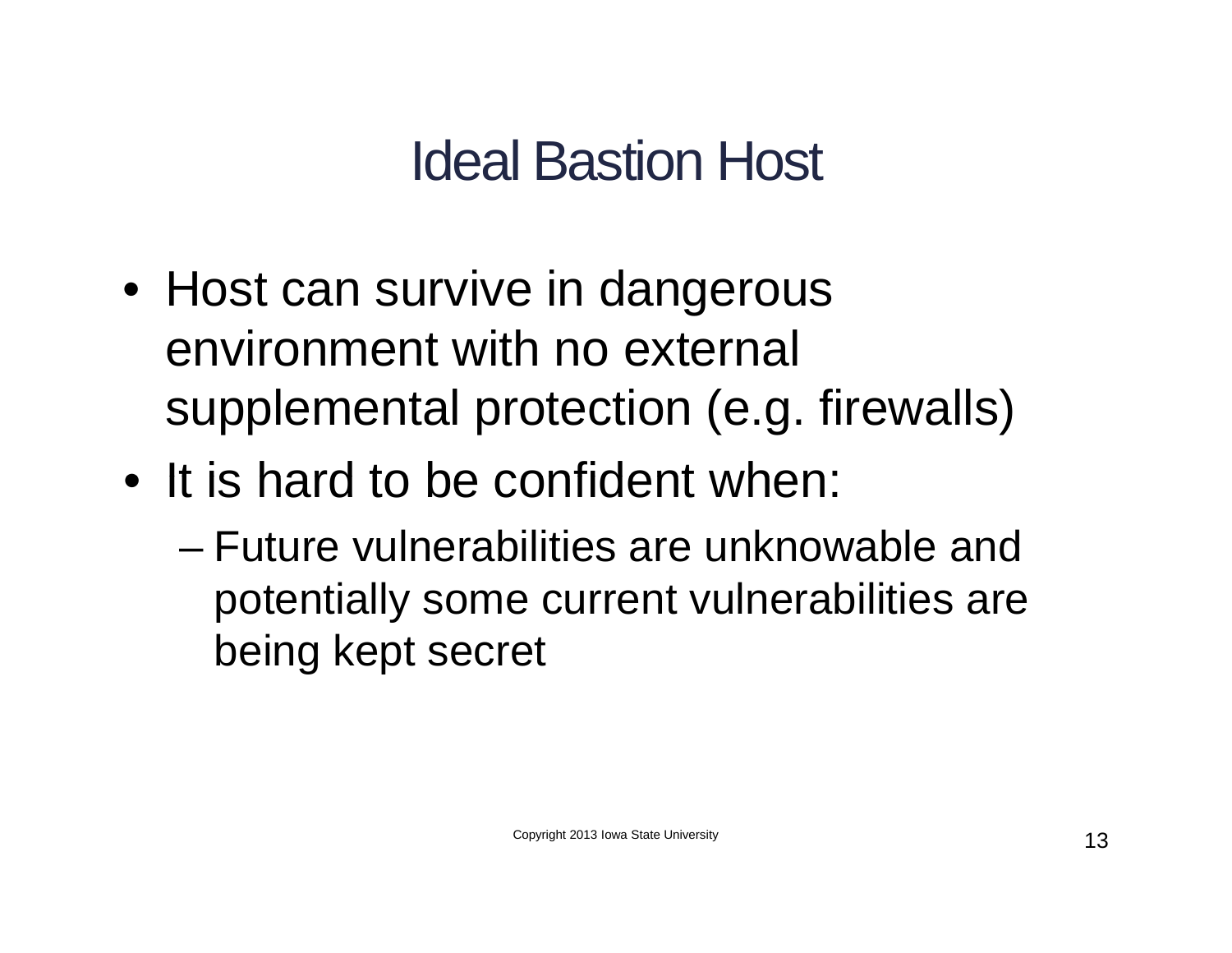# Ideal Bastion Host

- Host can survive in dangerous environment with no external supplemental protection (e.g. firewalls)
- It is hard to be confident when:
  - Future vulnerabilities are unknowable and potentially some current vulnerabilities are being kept secret

Copyright 2013 Iowa State University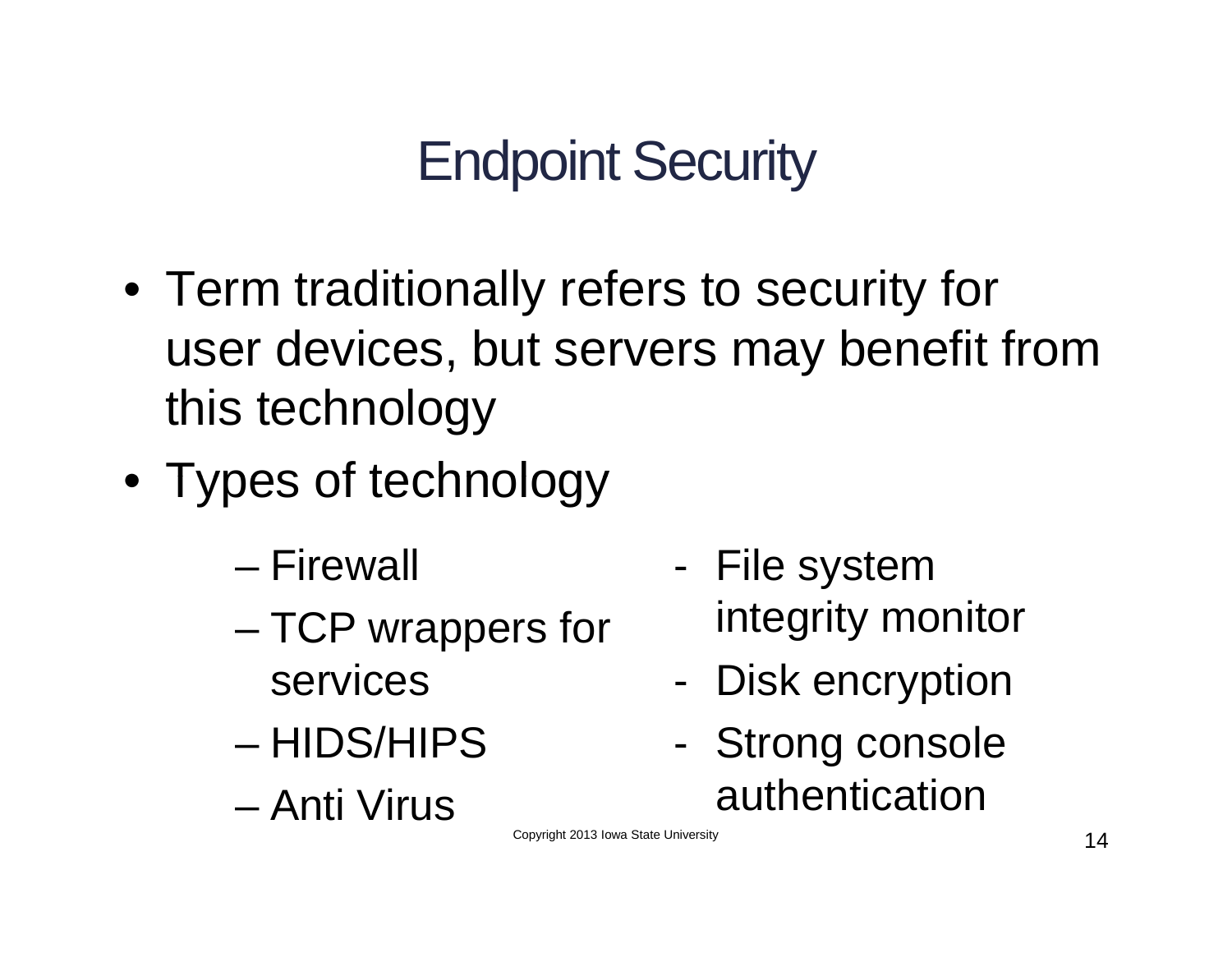# Endpoint Security

- Term traditionally refers to security for user devices, but servers may benefit from this technology
- Types of technology
  - Firewall
  - TCP wrappers for services
  - HIDS/HIPS
  - Anti Virus
  - File system integrity monitor
  - Disk encryption
  - Strong console authentication

Copyright 2013 Iowa State University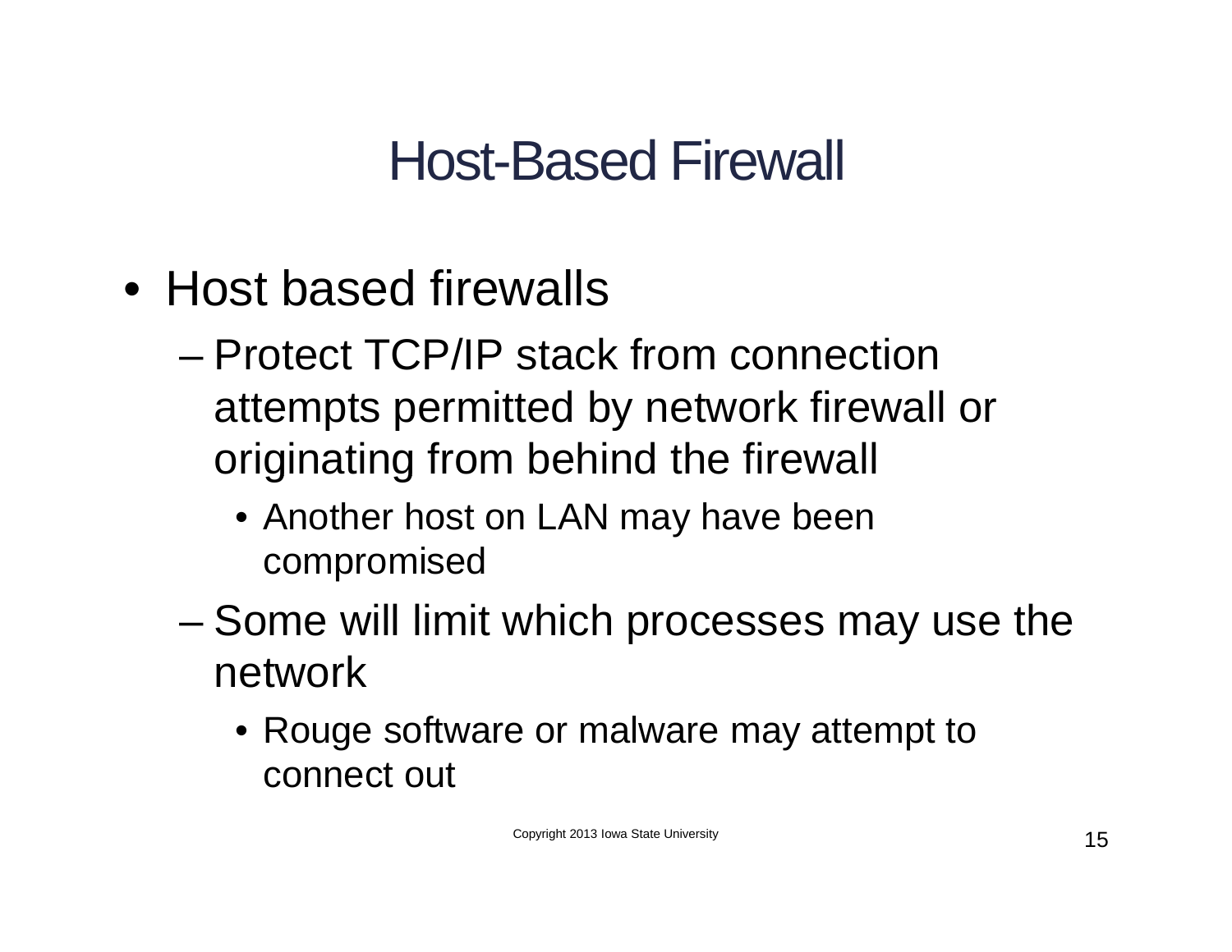# Host-Based Firewall

- Host based firewalls
  - Protect TCP/IP stack from connection attempts permitted by network firewall or originating from behind the firewall
    - Another host on LAN may have been compromised
  - Some will limit which processes may use the network
    - Rouge software or malware may attempt to connect out

Copyright 2013 Iowa State University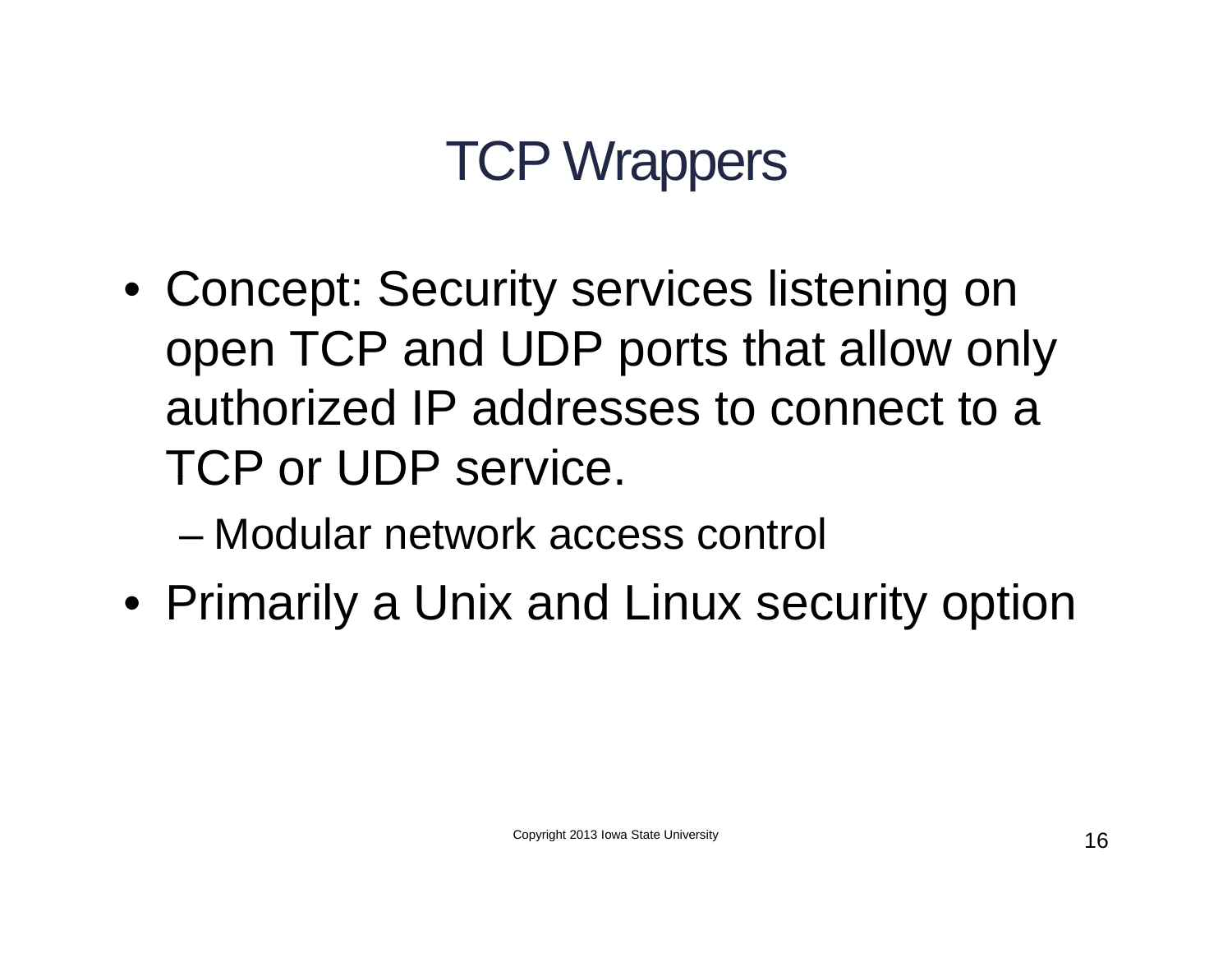# TCP Wrappers

- Concept: Security services listening on open TCP and UDP ports that allow only authorized IP addresses to connect to a TCP or UDP service.
  - Modular network access control
- Primarily a Unix and Linux security option

Copyright 2013 Iowa State University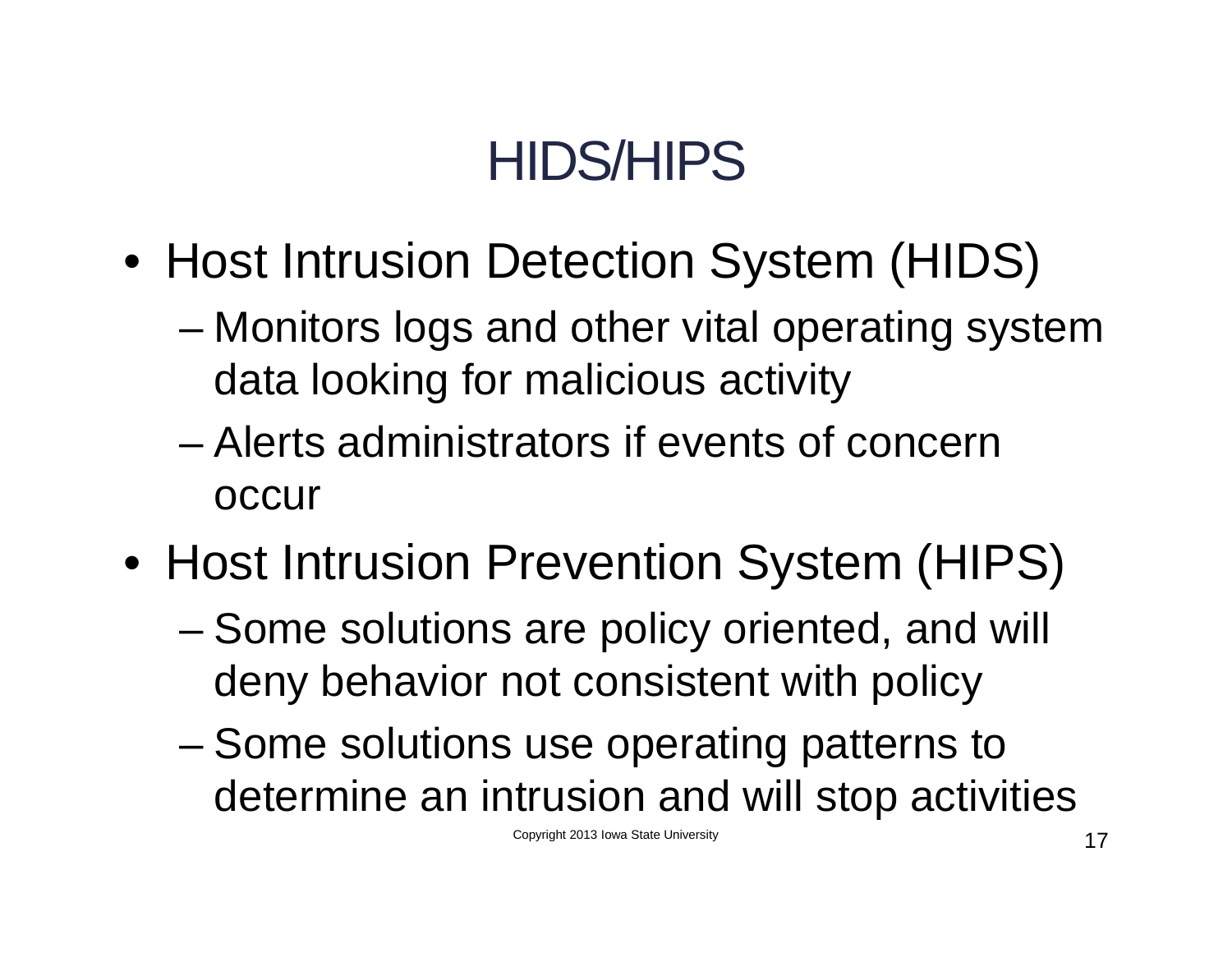# HIDS/HIPS

- Host Intrusion Detection System (HIDS)
  - Monitors logs and other vital operating system data looking for malicious activity
  - Alerts administrators if events of concern occur
- Host Intrusion Prevention System (HIPS)
  - Some solutions are policy oriented, and will deny behavior not consistent with policy
  - Some solutions use operating patterns to determine an intrusion and will stop activities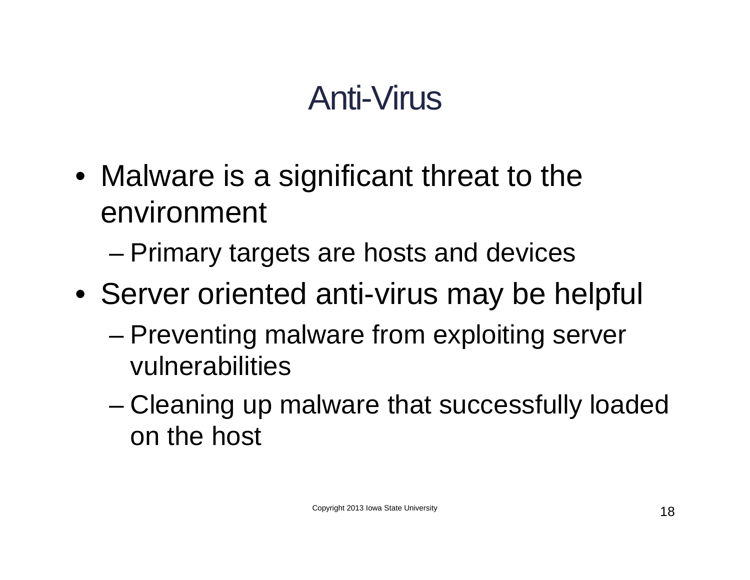# Anti-Virus

- Malware is a significant threat to the environment
  - Primary targets are hosts and devices
- Server oriented anti-virus may be helpful
  - Preventing malware from exploiting server vulnerabilities
  - Cleaning up malware that successfully loaded on the host

Copyright 2013 Iowa State University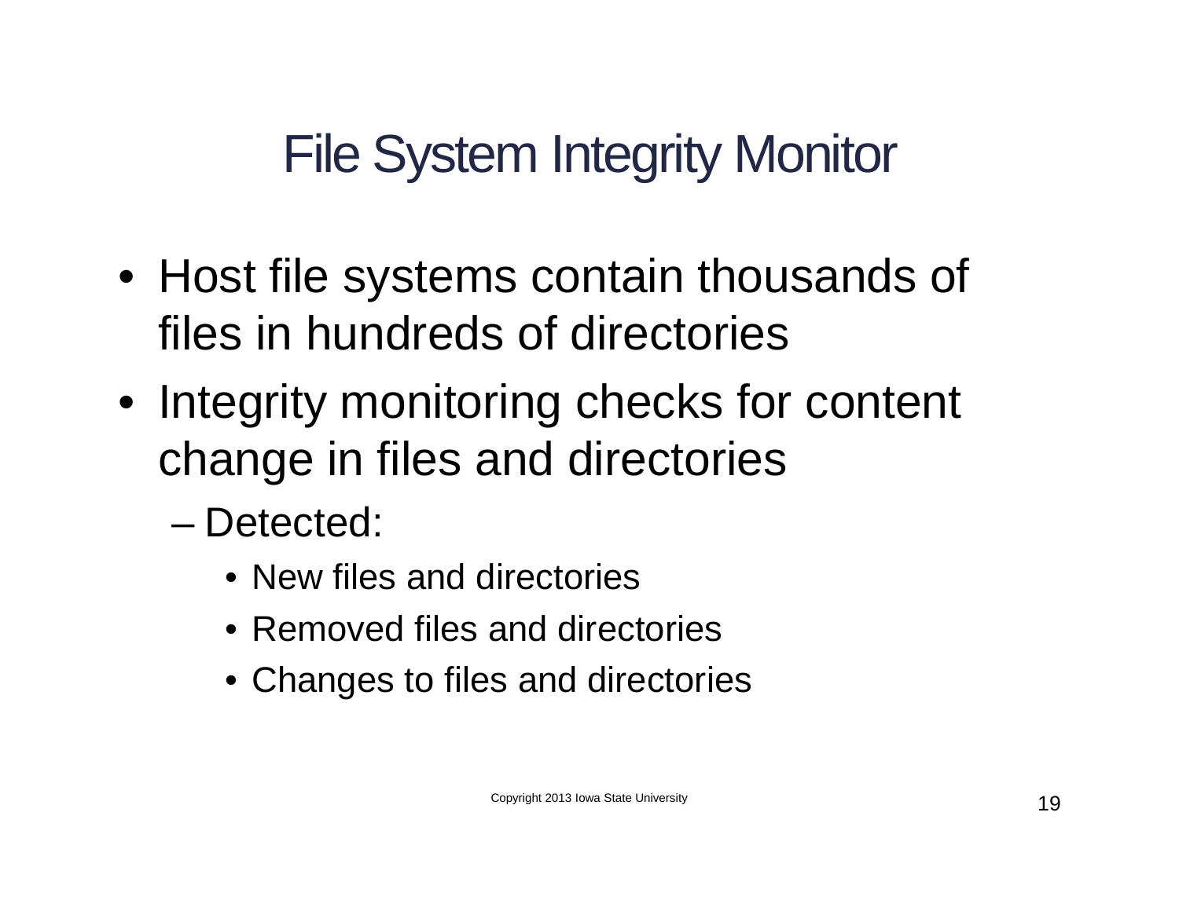# File System Integrity Monitor

- Host file systems contain thousands of files in hundreds of directories
- Integrity monitoring checks for content change in files and directories
  - Detected:
    - New files and directories
    - Removed files and directories
    - Changes to files and directories

Copyright 2013 Iowa State University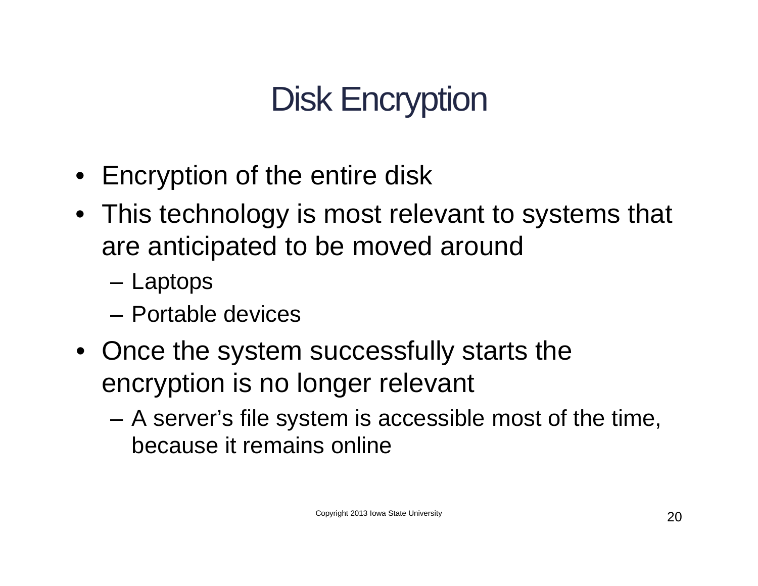# Disk Encryption

- Encryption of the entire disk
- This technology is most relevant to systems that are anticipated to be moved around
  - Laptops
  - Portable devices
- Once the system successfully starts the encryption is no longer relevant
  - A server's file system is accessible most of the time, because it remains online

Copyright 2013 Iowa State University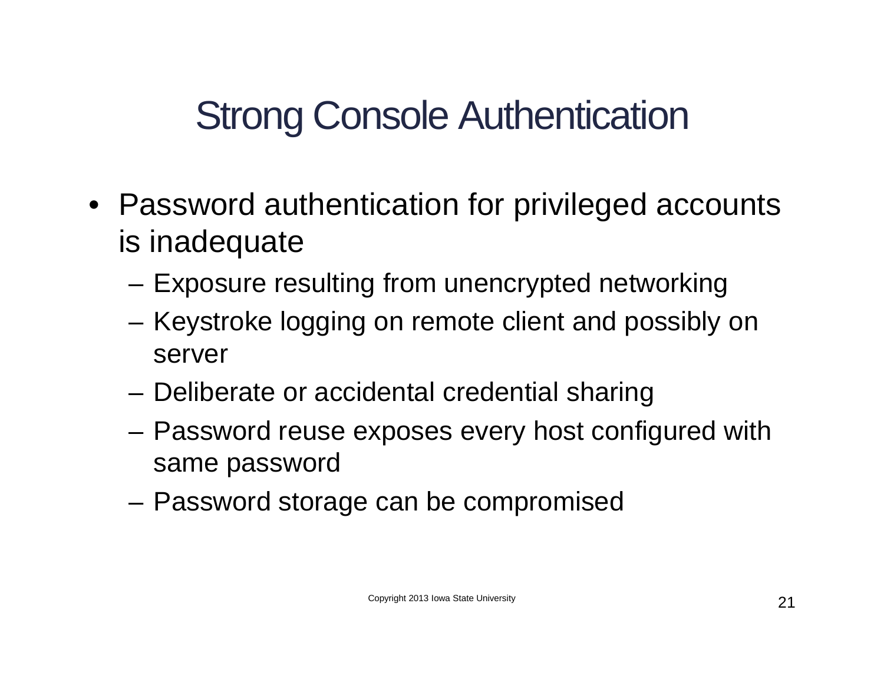# Strong Console Authentication

- Password authentication for privileged accounts is inadequate
  - Exposure resulting from unencrypted networking
  - Keystroke logging on remote client and possibly on server
  - Deliberate or accidental credential sharing
  - Password reuse exposes every host configured with same password
  - Password storage can be compromised

Copyright 2013 Iowa State University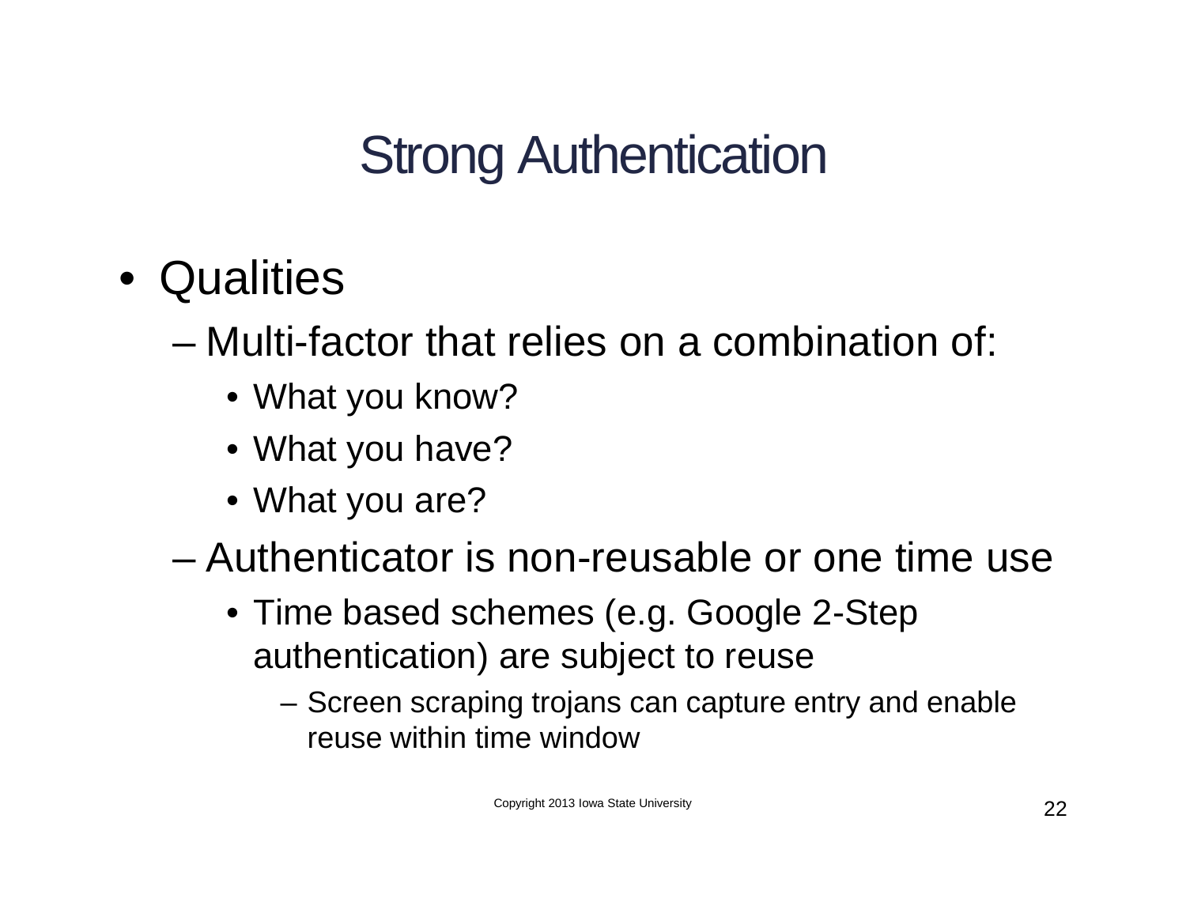# Strong Authentication

- Qualities
  - Multi-factor that relies on a combination of:
    - What you know?
    - What you have?
    - What you are?
  - Authenticator is non-reusable or one time use
    - Time based schemes (e.g. Google 2-Step authentication) are subject to reuse
      - Screen scraping trojans can capture entry and enable reuse within time window

Copyright 2013 Iowa State University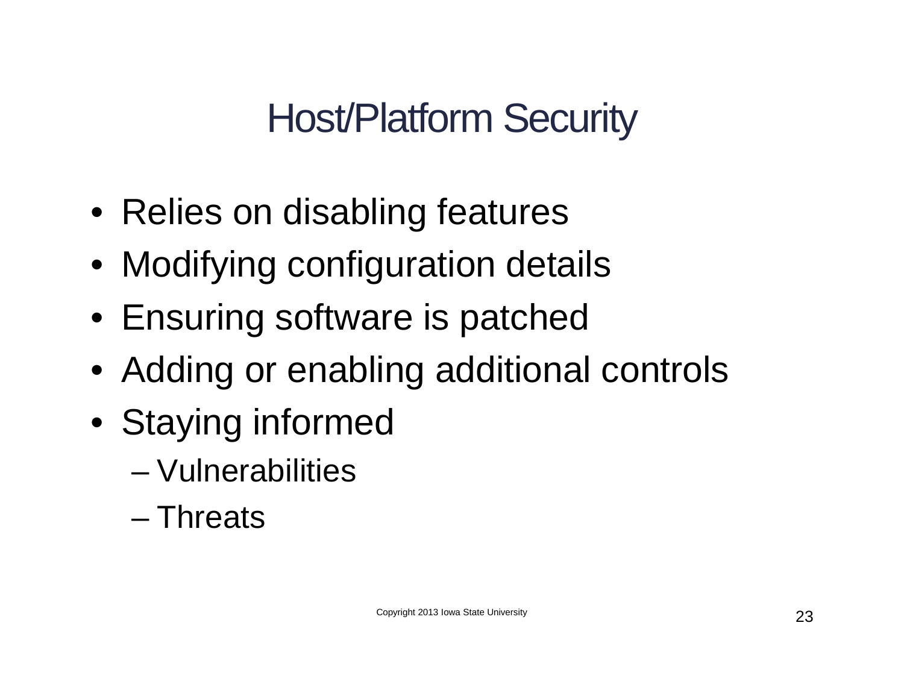# Host/Platform Security

- Relies on disabling features
- Modifying configuration details
- Ensuring software is patched
- Adding or enabling additional controls
- Staying informed
  - Vulnerabilities
  - Threats

Copyright 2013 Iowa State University